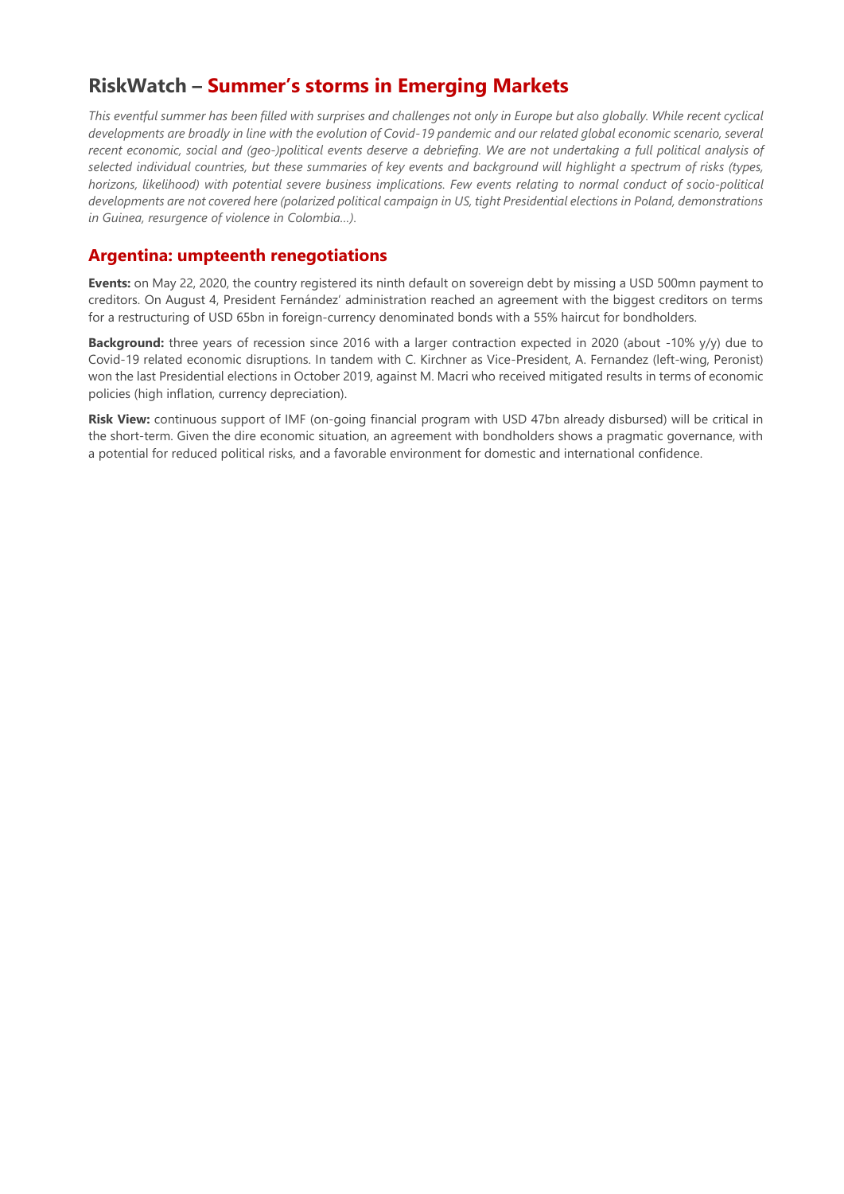# RiskWatch – Summer's storms in Emerging Markets

*This eventful summer has been filled with surprises and challenges not only in Europe but also globally. While recent cyclical developments are broadly in line with the evolution of Covid-19 pandemic and our related global economic scenario, several recent economic, social and (geo-)political events deserve a debriefing. We are not undertaking a full political analysis of selected individual countries, but these summaries of key events and background will highlight a spectrum of risks (types, horizons, likelihood) with potential severe business implications. Few events relating to normal conduct of socio-political developments are not covered here (polarized political campaign in US, tight Presidential elections in Poland, demonstrations in Guinea, resurgence of violence in Colombia…).*

## Argentina: umpteenth renegotiations

**Events:** on May 22, 2020, the country registered its ninth default on sovereign debt by missing a USD 500mn payment to creditors. On August 4, President Fernández' administration reached an agreement with the biggest creditors on terms for a restructuring of USD 65bn in foreign-currency denominated bonds with a 55% haircut for bondholders.

**Background:** three years of recession since 2016 with a larger contraction expected in 2020 (about -10% y/y) due to Covid-19 related economic disruptions. In tandem with C. Kirchner as Vice-President, A. Fernandez (left-wing, Peronist) won the last Presidential elections in October 2019, against M. Macri who received mitigated results in terms of economic policies (high inflation, currency depreciation).

**Risk View:** continuous support of IMF (on-going financial program with USD 47bn already disbursed) will be critical in the short-term. Given the dire economic situation, an agreement with bondholders shows a pragmatic governance, with a potential for reduced political risks, and a favorable environment for domestic and international confidence.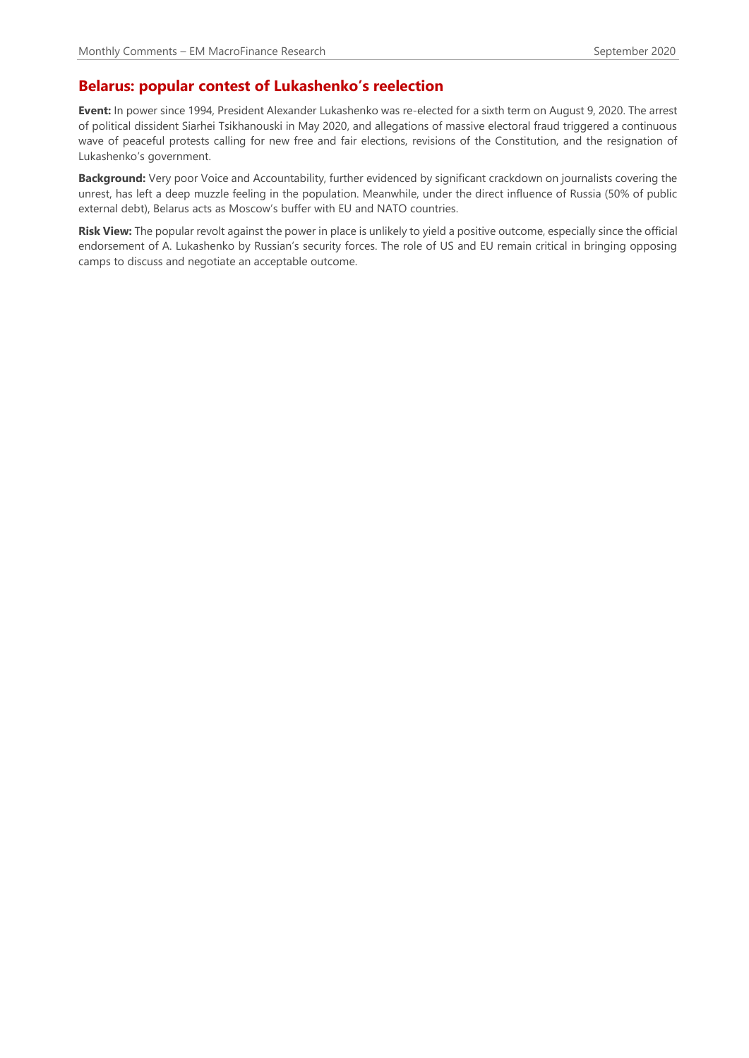## Belarus: popular contest of Lukashenko's reelection

**Event:** In power since 1994, President Alexander Lukashenko was re-elected for a sixth term on August 9, 2020. The arrest of political dissident Siarhei Tsikhanouski in May 2020, and allegations of massive electoral fraud triggered a continuous wave of peaceful protests calling for new free and fair elections, revisions of the Constitution, and the resignation of Lukashenko's government.

**Background:** Very poor Voice and Accountability, further evidenced by significant crackdown on journalists covering the unrest, has left a deep muzzle feeling in the population. Meanwhile, under the direct influence of Russia (50% of public external debt), Belarus acts as Moscow's buffer with EU and NATO countries.

**Risk View:** The popular revolt against the power in place is unlikely to yield a positive outcome, especially since the official endorsement of A. Lukashenko by Russian's security forces. The role of US and EU remain critical in bringing opposing camps to discuss and negotiate an acceptable outcome.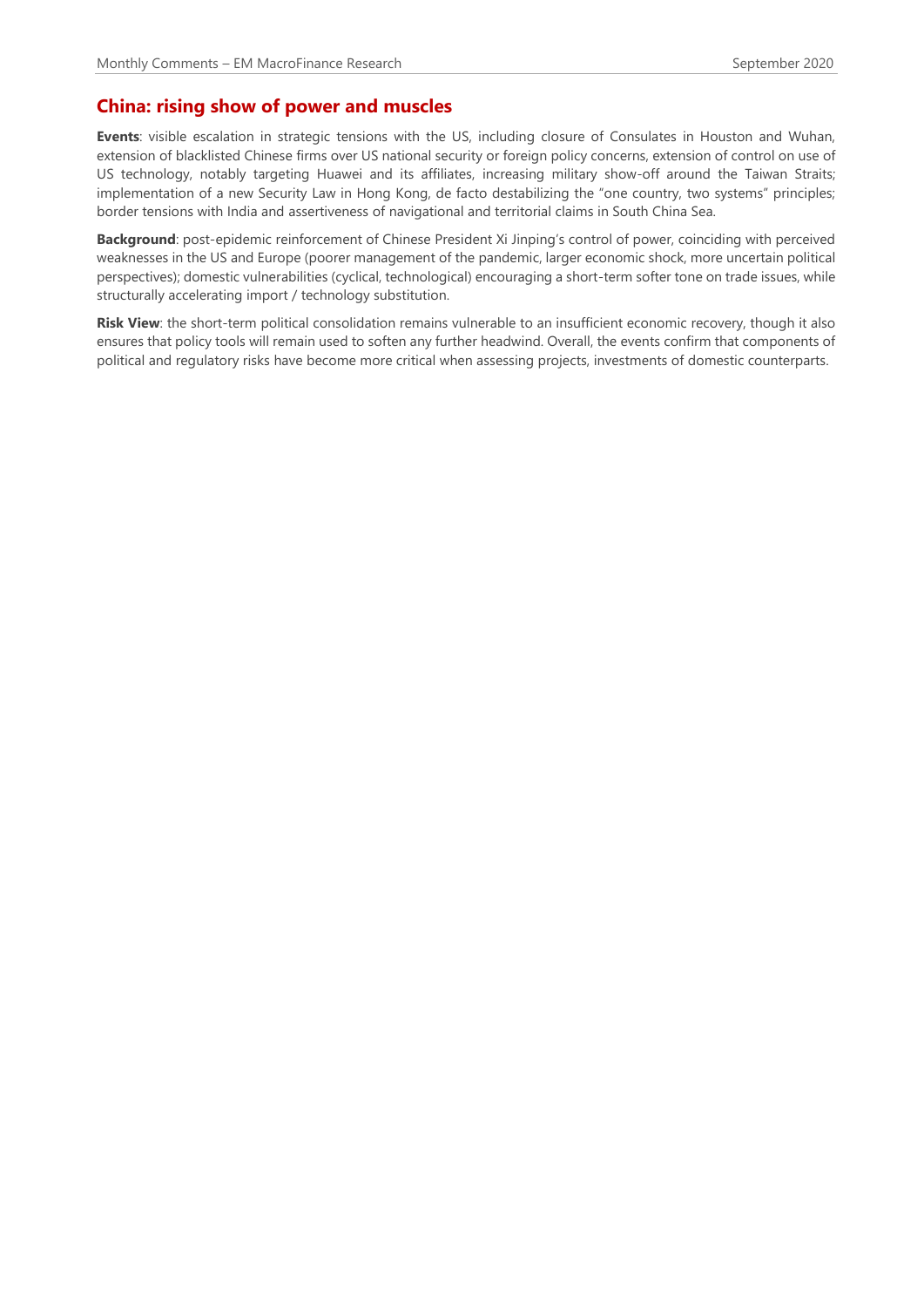## China: rising show of power and muscles

**Events**: visible escalation in strategic tensions with the US, including closure of Consulates in Houston and Wuhan, extension of blacklisted Chinese firms over US national security or foreign policy concerns, extension of control on use of US technology, notably targeting Huawei and its affiliates, increasing military show-off around the Taiwan Straits; implementation of a new Security Law in Hong Kong, de facto destabilizing the "one country, two systems" principles; border tensions with India and assertiveness of navigational and territorial claims in South China Sea.

**Background**: post-epidemic reinforcement of Chinese President Xi Jinping's control of power, coinciding with perceived weaknesses in the US and Europe (poorer management of the pandemic, larger economic shock, more uncertain political perspectives); domestic vulnerabilities (cyclical, technological) encouraging a short-term softer tone on trade issues, while structurally accelerating import / technology substitution.

**Risk View**: the short-term political consolidation remains vulnerable to an insufficient economic recovery, though it also ensures that policy tools will remain used to soften any further headwind. Overall, the events confirm that components of political and regulatory risks have become more critical when assessing projects, investments of domestic counterparts.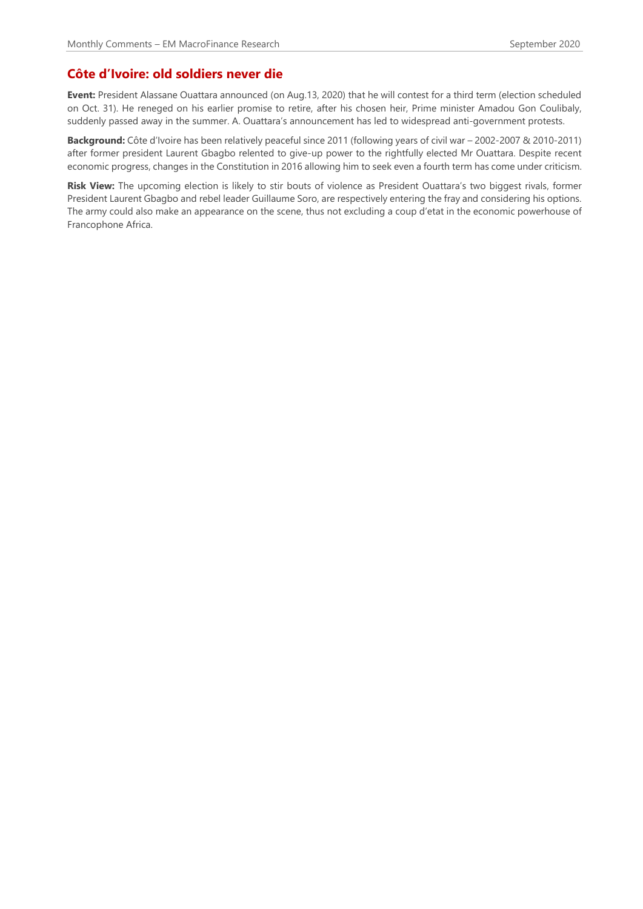## Côte d'Ivoire: old soldiers never die

**Event:** President Alassane Ouattara announced (on Aug.13, 2020) that he will contest for a third term (election scheduled on Oct. 31). He reneged on his earlier promise to retire, after his chosen heir, Prime minister Amadou Gon Coulibaly, suddenly passed away in the summer. A. Ouattara's announcement has led to widespread anti-government protests.

**Background:** Côte d'Ivoire has been relatively peaceful since 2011 (following years of civil war – 2002-2007 & 2010-2011) after former president Laurent Gbagbo relented to give-up power to the rightfully elected Mr Ouattara. Despite recent economic progress, changes in the Constitution in 2016 allowing him to seek even a fourth term has come under criticism.

**Risk View:** The upcoming election is likely to stir bouts of violence as President Ouattara's two biggest rivals, former President Laurent Gbagbo and rebel leader Guillaume Soro, are respectively entering the fray and considering his options. The army could also make an appearance on the scene, thus not excluding a coup d'etat in the economic powerhouse of Francophone Africa.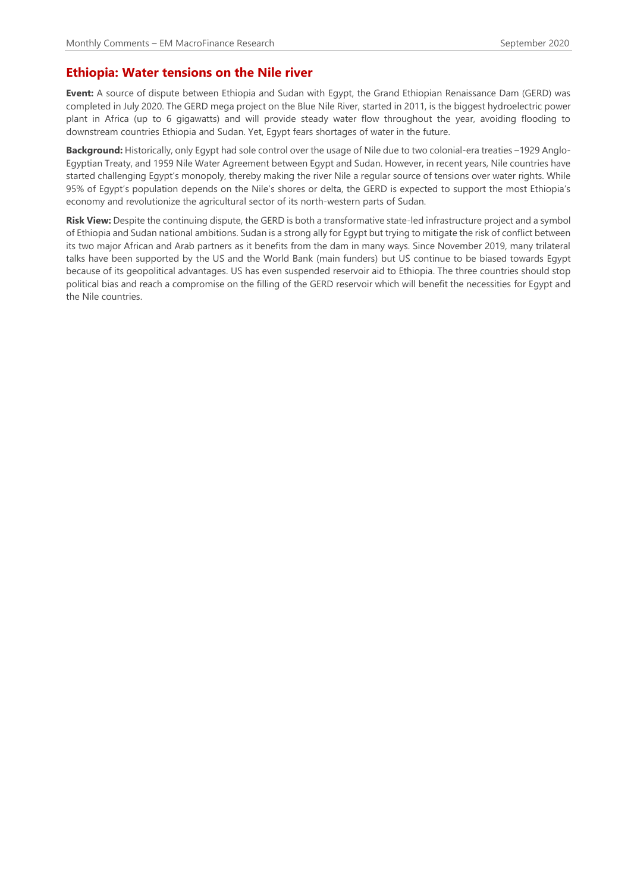## Ethiopia: Water tensions on the Nile river

**Event:** A source of dispute between Ethiopia and Sudan with Egypt, the Grand Ethiopian Renaissance Dam (GERD) was completed in July 2020. The GERD mega project on the Blue Nile River, started in 2011, is the biggest hydroelectric power plant in Africa (up to 6 gigawatts) and will provide steady water flow throughout the year, avoiding flooding to downstream countries Ethiopia and Sudan. Yet, Egypt fears shortages of water in the future.

**Background:** Historically, only Egypt had sole control over the usage of Nile due to two colonial-era treaties –1929 Anglo-Egyptian Treaty, and 1959 Nile Water Agreement between Egypt and Sudan. However, in recent years, Nile countries have started challenging Egypt's monopoly, thereby making the river Nile a regular source of tensions over water rights. While 95% of Egypt's population depends on the Nile's shores or delta, the GERD is expected to support the most Ethiopia's economy and revolutionize the agricultural sector of its north-western parts of Sudan.

**Risk View:** Despite the continuing dispute, the GERD is both a transformative state-led infrastructure project and a symbol of Ethiopia and Sudan national ambitions. Sudan is a strong ally for Egypt but trying to mitigate the risk of conflict between its two major African and Arab partners as it benefits from the dam in many ways. Since November 2019, many trilateral talks have been supported by the US and the World Bank (main funders) but US continue to be biased towards Egypt because of its geopolitical advantages. US has even suspended reservoir aid to Ethiopia. The three countries should stop political bias and reach a compromise on the filling of the GERD reservoir which will benefit the necessities for Egypt and the Nile countries.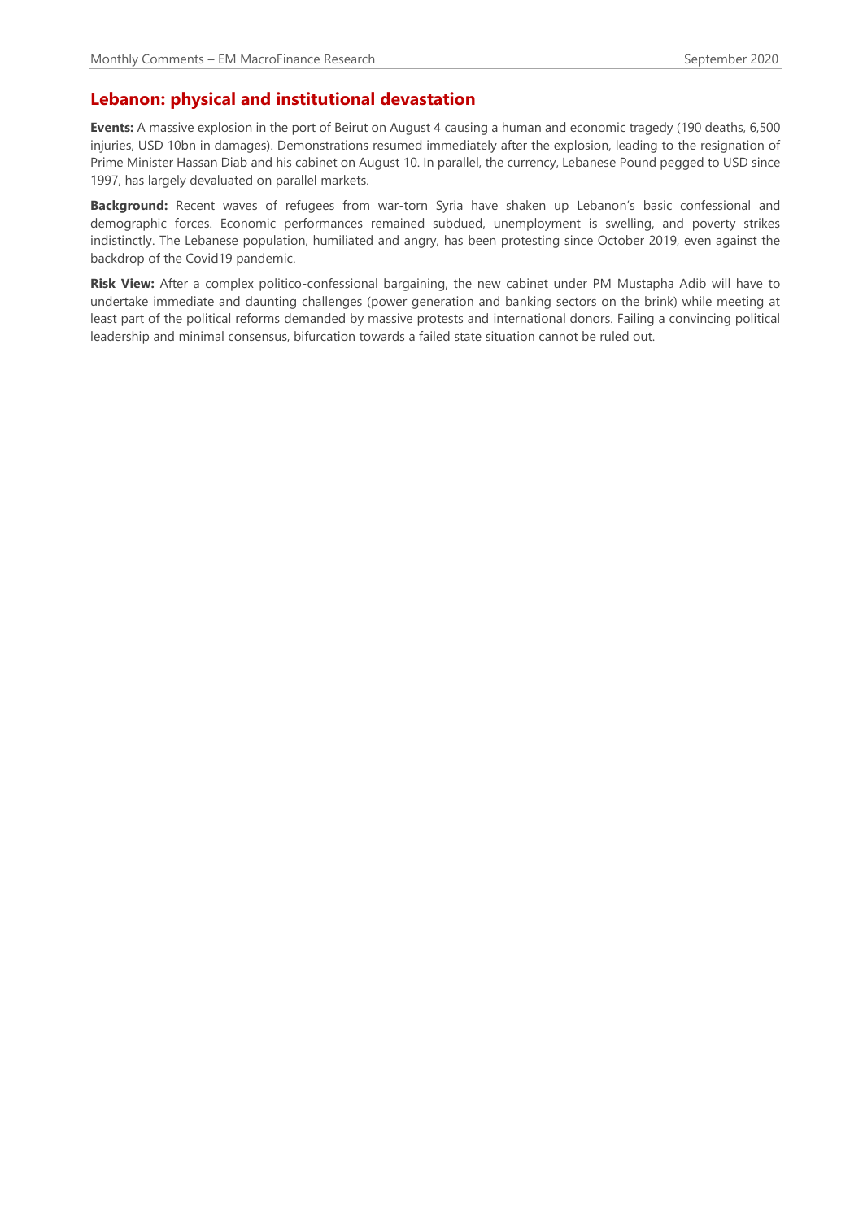## Lebanon: physical and institutional devastation

**Events:** A massive explosion in the port of Beirut on August 4 causing a human and economic tragedy (190 deaths, 6,500 injuries, USD 10bn in damages). Demonstrations resumed immediately after the explosion, leading to the resignation of Prime Minister Hassan Diab and his cabinet on August 10. In parallel, the currency, Lebanese Pound pegged to USD since 1997, has largely devaluated on parallel markets.

**Background:** Recent waves of refugees from war-torn Syria have shaken up Lebanon's basic confessional and demographic forces. Economic performances remained subdued, unemployment is swelling, and poverty strikes indistinctly. The Lebanese population, humiliated and angry, has been protesting since October 2019, even against the backdrop of the Covid19 pandemic.

**Risk View:** After a complex politico-confessional bargaining, the new cabinet under PM Mustapha Adib will have to undertake immediate and daunting challenges (power generation and banking sectors on the brink) while meeting at least part of the political reforms demanded by massive protests and international donors. Failing a convincing political leadership and minimal consensus, bifurcation towards a failed state situation cannot be ruled out.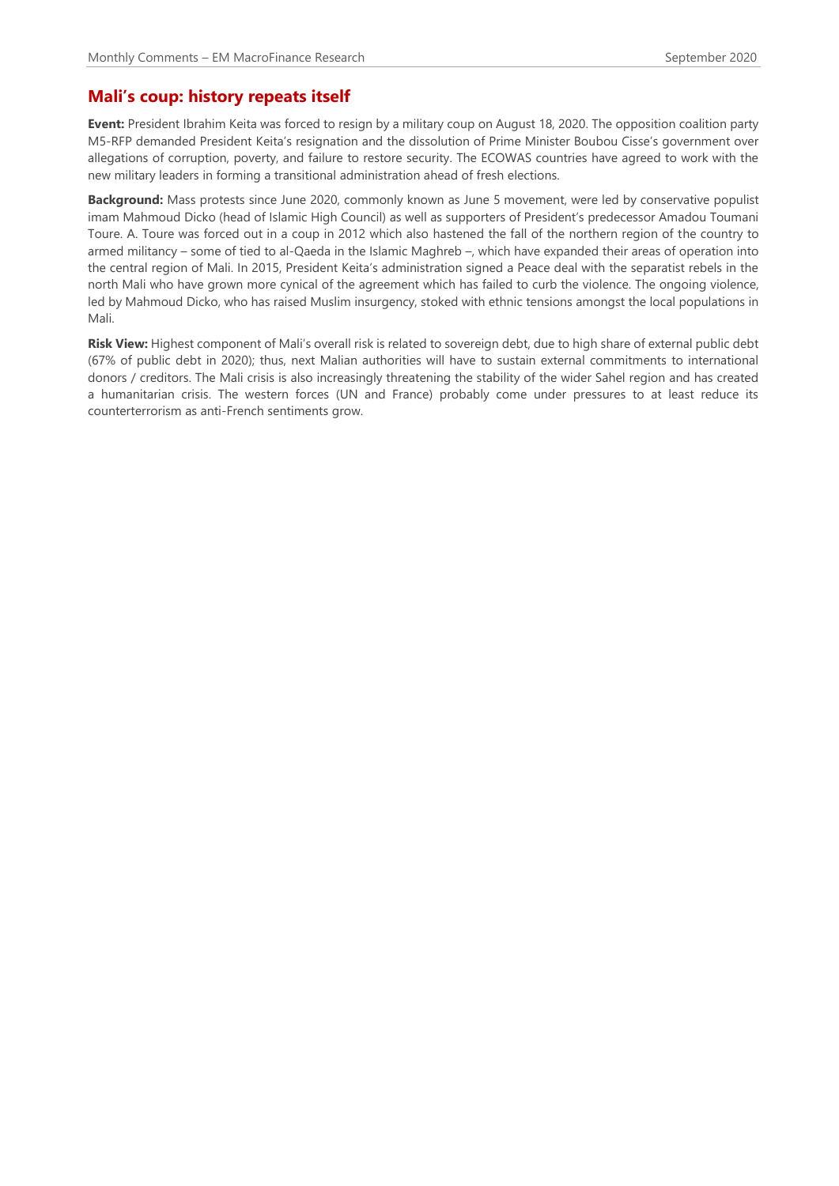## Mali's coup: history repeats itself

**Event:** President Ibrahim Keita was forced to resign by a military coup on August 18, 2020. The opposition coalition party M5-RFP demanded President Keita's resignation and the dissolution of Prime Minister Boubou Cisse's government over allegations of corruption, poverty, and failure to restore security. The ECOWAS countries have agreed to work with the new military leaders in forming a transitional administration ahead of fresh elections.

**Background:** Mass protests since June 2020, commonly known as June 5 movement, were led by conservative populist imam Mahmoud Dicko (head of Islamic High Council) as well as supporters of President's predecessor Amadou Toumani Toure. A. Toure was forced out in a coup in 2012 which also hastened the fall of the northern region of the country to armed militancy – some of tied to al-Qaeda in the Islamic Maghreb –, which have expanded their areas of operation into the central region of Mali. In 2015, President Keita's administration signed a Peace deal with the separatist rebels in the north Mali who have grown more cynical of the agreement which has failed to curb the violence. The ongoing violence, led by Mahmoud Dicko, who has raised Muslim insurgency, stoked with ethnic tensions amongst the local populations in Mali.

**Risk View:** Highest component of Mali's overall risk is related to sovereign debt, due to high share of external public debt (67% of public debt in 2020); thus, next Malian authorities will have to sustain external commitments to international donors / creditors. The Mali crisis is also increasingly threatening the stability of the wider Sahel region and has created a humanitarian crisis. The western forces (UN and France) probably come under pressures to at least reduce its counterterrorism as anti-French sentiments grow.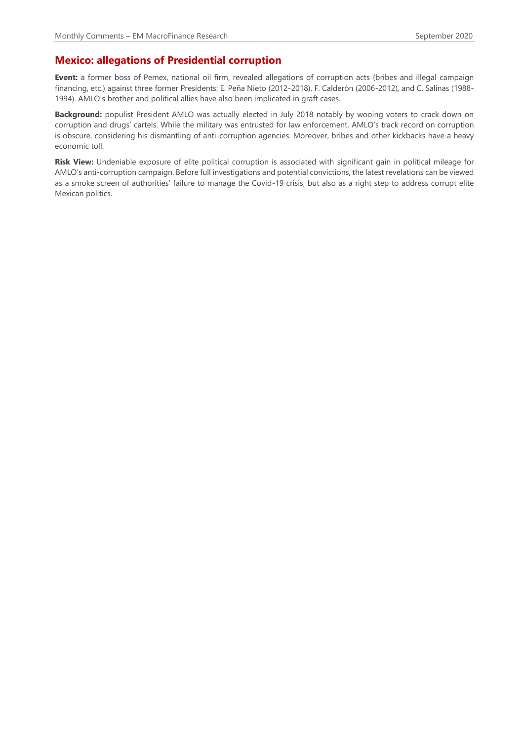## Mexico: allegations of Presidential corruption

**Event:** a former boss of Pemex, national oil firm, revealed allegations of corruption acts (bribes and illegal campaign financing, etc.) against three former Presidents: E. Peña Nieto (2012-2018), F. Calderón (2006-2012), and C. Salinas (1988-1994). AMLO's brother and political allies have also been implicated in graft cases.

**Background:** populist President AMLO was actually elected in July 2018 notably by wooing voters to crack down on corruption and drugs' cartels. While the military was entrusted for law enforcement, AMLO's track record on corruption is obscure, considering his dismantling of anti-corruption agencies. Moreover, bribes and other kickbacks have a heavy economic toll.

**Risk View:** Undeniable exposure of elite political corruption is associated with significant gain in political mileage for AMLO's anti-corruption campaign. Before full investigations and potential convictions, the latest revelations can be viewed as a smoke screen of authorities' failure to manage the Covid-19 crisis, but also as a right step to address corrupt elite Mexican politics.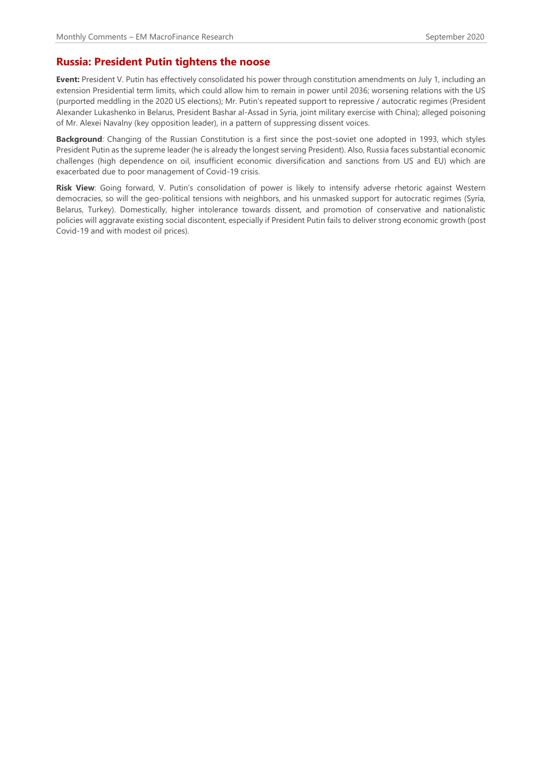## Russia: President Putin tightens the noose

**Event:** President V. Putin has effectively consolidated his power through constitution amendments on July 1, including an extension Presidential term limits, which could allow him to remain in power until 2036; worsening relations with the US (purported meddling in the 2020 US elections); Mr. Putin's repeated support to repressive / autocratic regimes (President Alexander Lukashenko in Belarus, President Bashar al-Assad in Syria, joint military exercise with China); alleged poisoning of Mr. Alexei Navalny (key opposition leader), in a pattern of suppressing dissent voices.

**Background**: Changing of the Russian Constitution is a first since the post-soviet one adopted in 1993, which styles President Putin as the supreme leader (he is already the longest serving President). Also, Russia faces substantial economic challenges (high dependence on oil, insufficient economic diversification and sanctions from US and EU) which are exacerbated due to poor management of Covid-19 crisis.

**Risk View**: Going forward, V. Putin's consolidation of power is likely to intensify adverse rhetoric against Western democracies, so will the geo-political tensions with neighbors, and his unmasked support for autocratic regimes (Syria, Belarus, Turkey). Domestically, higher intolerance towards dissent, and promotion of conservative and nationalistic policies will aggravate existing social discontent, especially if President Putin fails to deliver strong economic growth (post Covid-19 and with modest oil prices).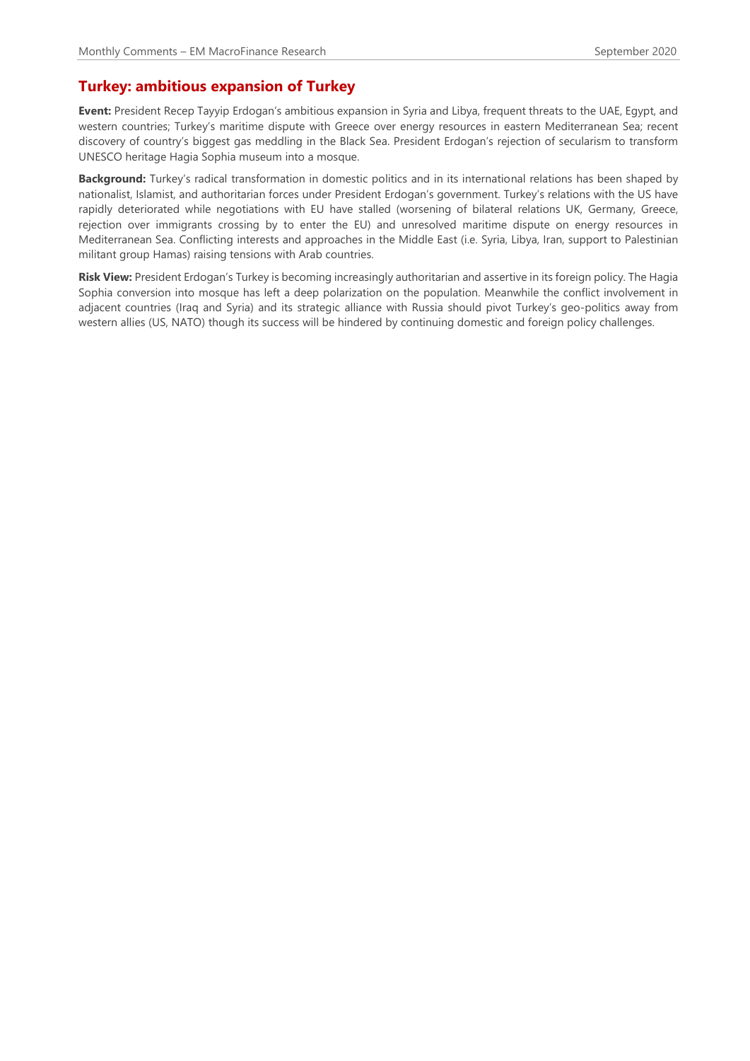## Turkey: ambitious expansion of Turkey

**Event:** President Recep Tayyip Erdogan's ambitious expansion in Syria and Libya, frequent threats to the UAE, Egypt, and western countries; Turkey's maritime dispute with Greece over energy resources in eastern Mediterranean Sea; recent discovery of country's biggest gas meddling in the Black Sea. President Erdogan's rejection of secularism to transform UNESCO heritage Hagia Sophia museum into a mosque.

**Background:** Turkey's radical transformation in domestic politics and in its international relations has been shaped by nationalist, Islamist, and authoritarian forces under President Erdogan's government. Turkey's relations with the US have rapidly deteriorated while negotiations with EU have stalled (worsening of bilateral relations UK, Germany, Greece, rejection over immigrants crossing by to enter the EU) and unresolved maritime dispute on energy resources in Mediterranean Sea. Conflicting interests and approaches in the Middle East (i.e. Syria, Libya, Iran, support to Palestinian militant group Hamas) raising tensions with Arab countries.

**Risk View:** President Erdogan's Turkey is becoming increasingly authoritarian and assertive in its foreign policy. The Hagia Sophia conversion into mosque has left a deep polarization on the population. Meanwhile the conflict involvement in adjacent countries (Iraq and Syria) and its strategic alliance with Russia should pivot Turkey's geo-politics away from western allies (US, NATO) though its success will be hindered by continuing domestic and foreign policy challenges.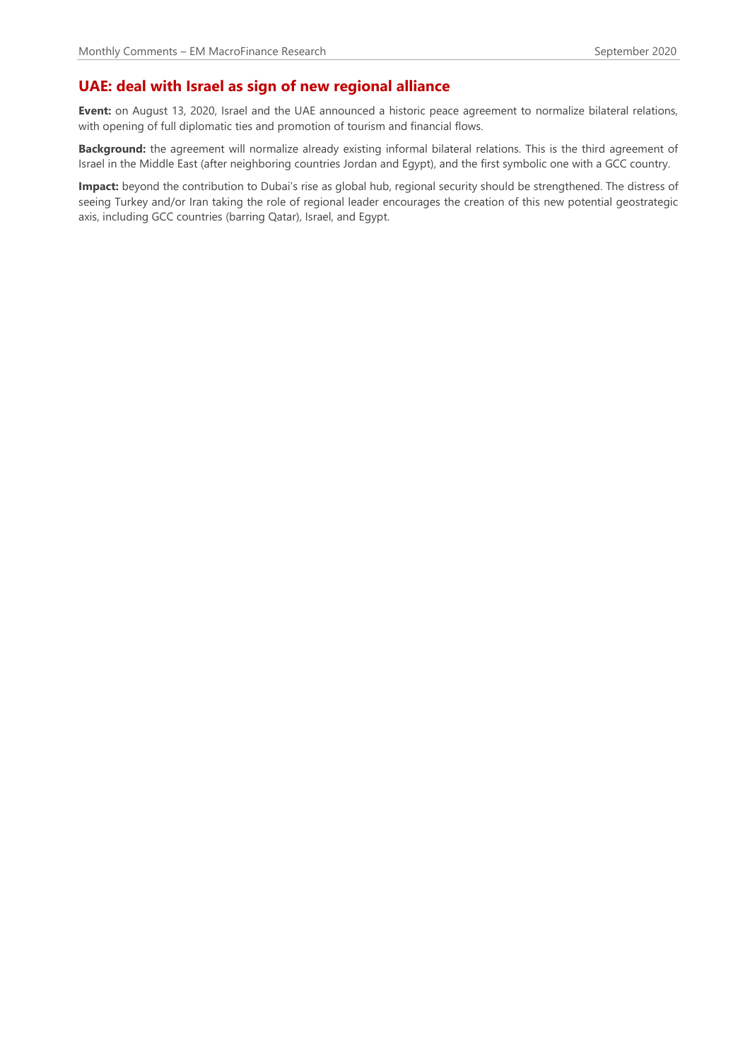## UAE: deal with Israel as sign of new regional alliance

**Event:** on August 13, 2020, Israel and the UAE announced a historic peace agreement to normalize bilateral relations, with opening of full diplomatic ties and promotion of tourism and financial flows.

**Background:** the agreement will normalize already existing informal bilateral relations. This is the third agreement of Israel in the Middle East (after neighboring countries Jordan and Egypt), and the first symbolic one with a GCC country.

**Impact:** beyond the contribution to Dubai's rise as global hub, regional security should be strengthened. The distress of seeing Turkey and/or Iran taking the role of regional leader encourages the creation of this new potential geostrategic axis, including GCC countries (barring Qatar), Israel, and Egypt.